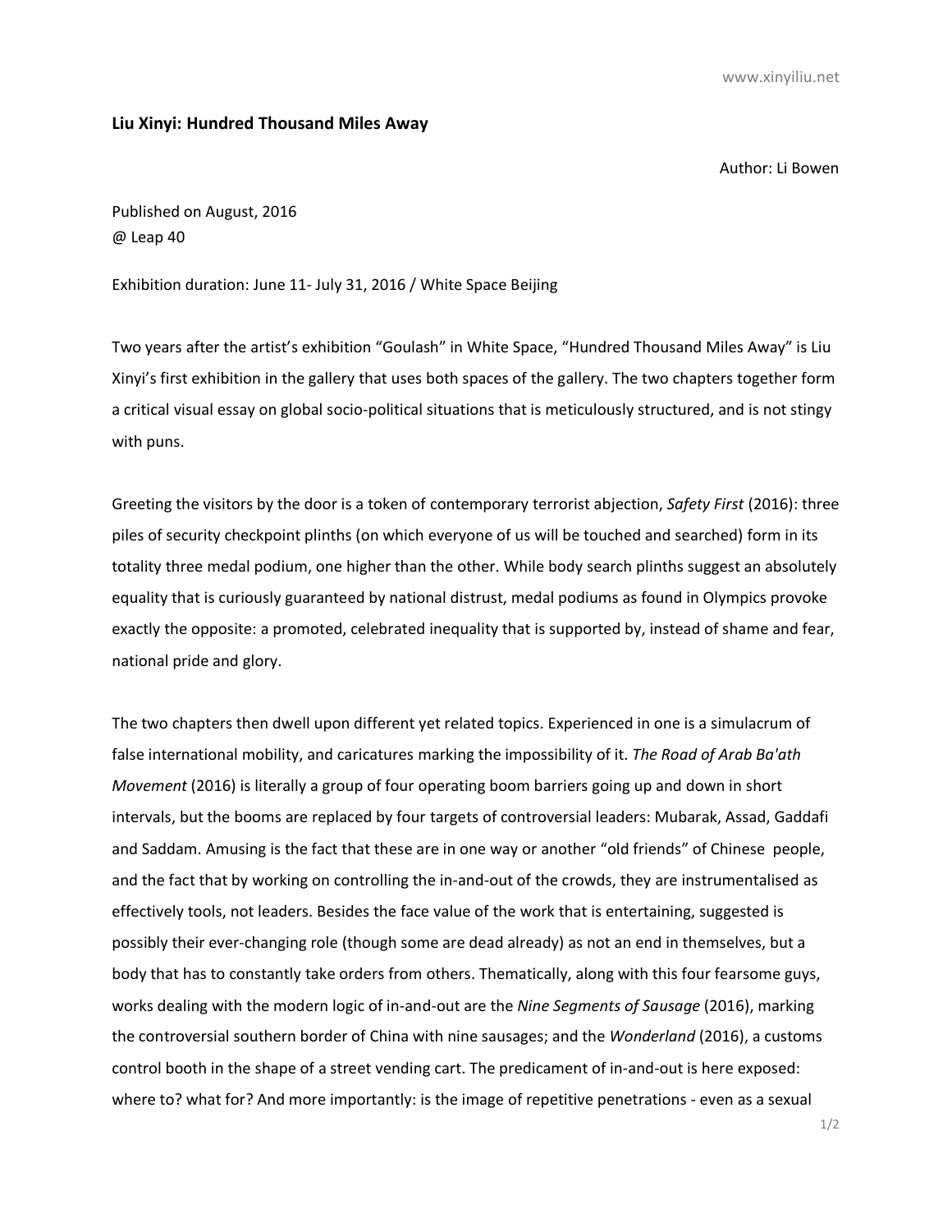**Liu Xinyi: Hundred Thousand Miles Away**

Author: Li Bowen

Published on August, 2016
@ Leap 40

Exhibition duration: June 11- July 31, 2016 / White Space Beijing

Two years after the artist's exhibition "Goulash" in White Space, "Hundred Thousand Miles Away" is Liu Xinyi's first exhibition in the gallery that uses both spaces of the gallery. The two chapters together form a critical visual essay on global socio-political situations that is meticulously structured, and is not stingy with puns.

Greeting the visitors by the door is a token of contemporary terrorist abjection, *Safety First* (2016): three piles of security checkpoint plinths (on which everyone of us will be touched and searched) form in its totality three medal podium, one higher than the other. While body search plinths suggest an absolutely equality that is curiously guaranteed by national distrust, medal podiums as found in Olympics provoke exactly the opposite: a promoted, celebrated inequality that is supported by, instead of shame and fear, national pride and glory.

The two chapters then dwell upon different yet related topics. Experienced in one is a simulacrum of false international mobility, and caricatures marking the impossibility of it. *The Road of Arab Ba'ath Movement* (2016) is literally a group of four operating boom barriers going up and down in short intervals, but the booms are replaced by four targets of controversial leaders: Mubarak, Assad, Gaddafi and Saddam. Amusing is the fact that these are in one way or another "old friends" of Chinese people, and the fact that by working on controlling the in-and-out of the crowds, they are instrumentalised as effectively tools, not leaders. Besides the face value of the work that is entertaining, suggested is possibly their ever-changing role (though some are dead already) as not an end in themselves, but a body that has to constantly take orders from others. Thematically, along with this four fearsome guys, works dealing with the modern logic of in-and-out are the *Nine Segments of Sausage* (2016), marking the controversial southern border of China with nine sausages; and the *Wonderland* (2016), a customs control booth in the shape of a street vending cart. The predicament of in-and-out is here exposed: where to? what for? And more importantly: is the image of repetitive penetrations - even as a sexual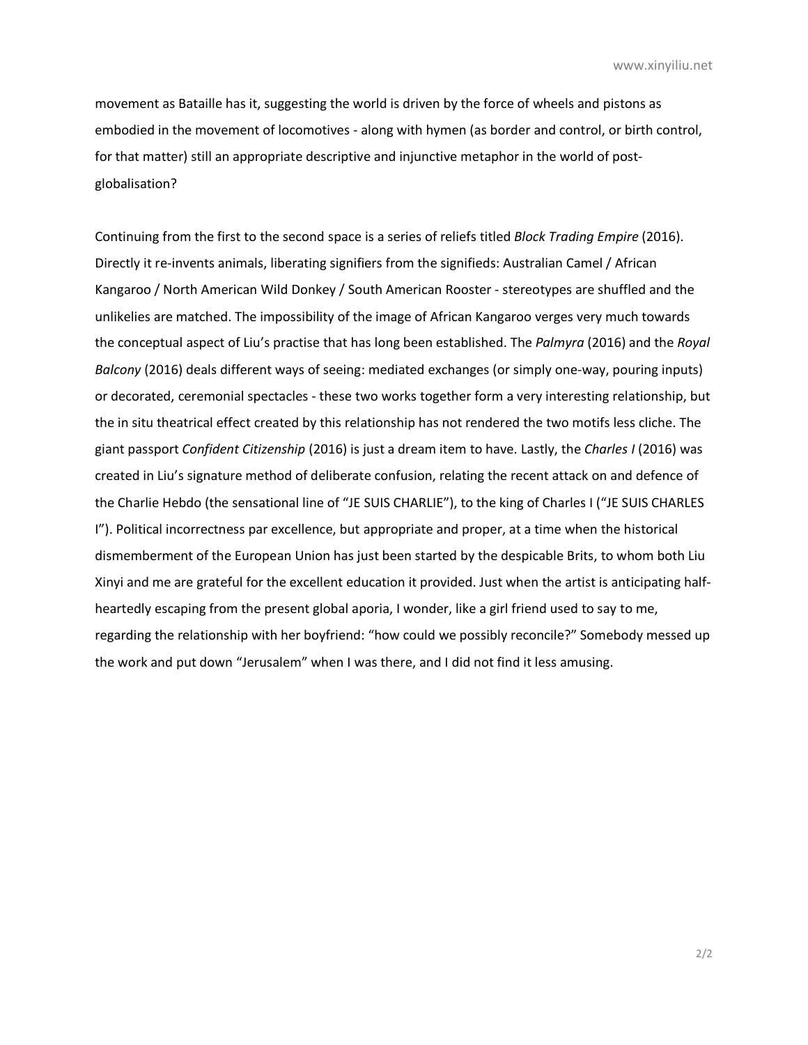movement as Bataille has it, suggesting the world is driven by the force of wheels and pistons as embodied in the movement of locomotives - along with hymen (as border and control, or birth control, for that matter) still an appropriate descriptive and injunctive metaphor in the world of post-globalisation?

Continuing from the first to the second space is a series of reliefs titled *Block Trading Empire* (2016). Directly it re-invents animals, liberating signifiers from the signifieds: Australian Camel / African Kangaroo / North American Wild Donkey / South American Rooster - stereotypes are shuffled and the unlikelies are matched. The impossibility of the image of African Kangaroo verges very much towards the conceptual aspect of Liu's practise that has long been established. The *Palmyra* (2016) and the *Royal Balcony* (2016) deals different ways of seeing: mediated exchanges (or simply one-way, pouring inputs) or decorated, ceremonial spectacles - these two works together form a very interesting relationship, but the in situ theatrical effect created by this relationship has not rendered the two motifs less cliche. The giant passport *Confident Citizenship* (2016) is just a dream item to have. Lastly, the *Charles I* (2016) was created in Liu's signature method of deliberate confusion, relating the recent attack on and defence of the Charlie Hebdo (the sensational line of "JE SUIS CHARLIE"), to the king of Charles I ("JE SUIS CHARLES I"). Political incorrectness par excellence, but appropriate and proper, at a time when the historical dismemberment of the European Union has just been started by the despicable Brits, to whom both Liu Xinyi and me are grateful for the excellent education it provided. Just when the artist is anticipating half-heartedly escaping from the present global aporia, I wonder, like a girl friend used to say to me, regarding the relationship with her boyfriend: "how could we possibly reconcile?" Somebody messed up the work and put down "Jerusalem" when I was there, and I did not find it less amusing.